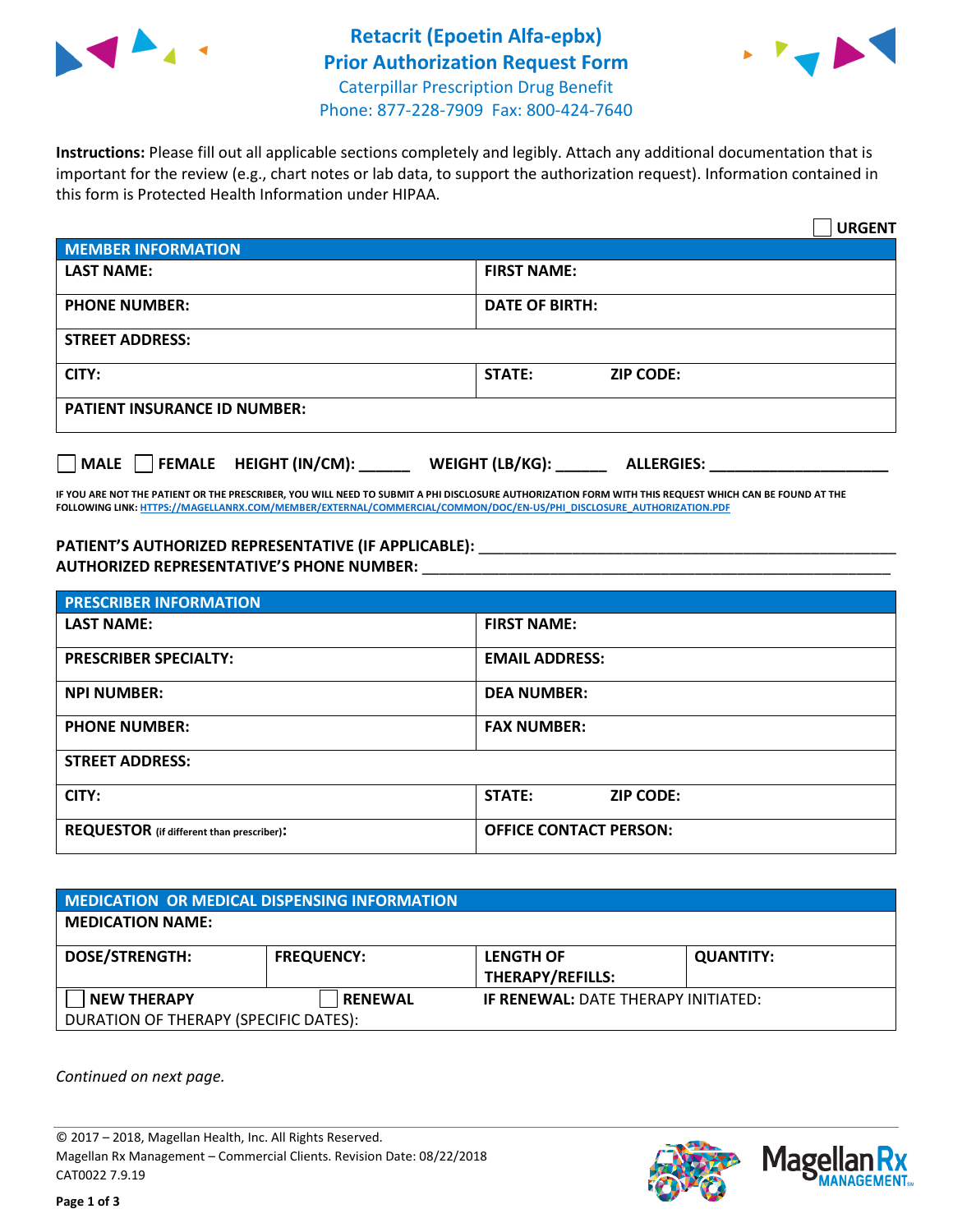# Retacrit (Epoetin Alfa-epbx) Prior Authorization Request Form

Caterpillar Prescription Drug Benefit
Phone: 877-228-7909 Fax: 800-424-7640

**Instructions:** Please fill out all applicable sections completely and legibly. Attach any additional documentation that is important for the review (e.g., chart notes or lab data, to support the authorization request). Information contained in this form is Protected Health Information under HIPAA.

☐ **URGENT**

| **MEMBER INFORMATION** | |
|---|---|
| **LAST NAME:** | **FIRST NAME:** |
| **PHONE NUMBER:** | **DATE OF BIRTH:** |
| **STREET ADDRESS:** | |
| **CITY:** | **STATE:** **ZIP CODE:** |
| **PATIENT INSURANCE ID NUMBER:** | |

☐ **MALE** ☐ **FEMALE** **HEIGHT (IN/CM):** ______ **WEIGHT (LB/KG):** ______ **ALLERGIES:** ____________________

**IF YOU ARE NOT THE PATIENT OR THE PRESCRIBER, YOU WILL NEED TO SUBMIT A PHI DISCLOSURE AUTHORIZATION FORM WITH THIS REQUEST WHICH CAN BE FOUND AT THE FOLLOWING LINK: HTTPS://MAGELLANRX.COM/MEMBER/EXTERNAL/COMMERCIAL/COMMON/DOC/EN-US/PHI_DISCLOSURE_AUTHORIZATION.PDF**

**PATIENT'S AUTHORIZED REPRESENTATIVE (IF APPLICABLE):** ____________________________________________
**AUTHORIZED REPRESENTATIVE'S PHONE NUMBER:** ____________________________________________

| **PRESCRIBER INFORMATION** | |
|---|---|
| **LAST NAME:** | **FIRST NAME:** |
| **PRESCRIBER SPECIALTY:** | **EMAIL ADDRESS:** |
| **NPI NUMBER:** | **DEA NUMBER:** |
| **PHONE NUMBER:** | **FAX NUMBER:** |
| **STREET ADDRESS:** | |
| **CITY:** | **STATE:** **ZIP CODE:** |
| **REQUESTOR** (if different than prescriber)**:** | **OFFICE CONTACT PERSON:** |

| **MEDICATION OR MEDICAL DISPENSING INFORMATION** | | | |
|---|---|---|---|
| **MEDICATION NAME:** | | | |
| **DOSE/STRENGTH:** | **FREQUENCY:** | **LENGTH OF THERAPY/REFILLS:** | **QUANTITY:** |
| ☐ **NEW THERAPY** | ☐ **RENEWAL** | **IF RENEWAL:** DATE THERAPY INITIATED: | |
| DURATION OF THERAPY (SPECIFIC DATES): | | | |

*Continued on next page.*

© 2017 – 2018, Magellan Health, Inc. All Rights Reserved.
Magellan Rx Management – Commercial Clients. Revision Date: 08/22/2018
CAT0022 7.9.19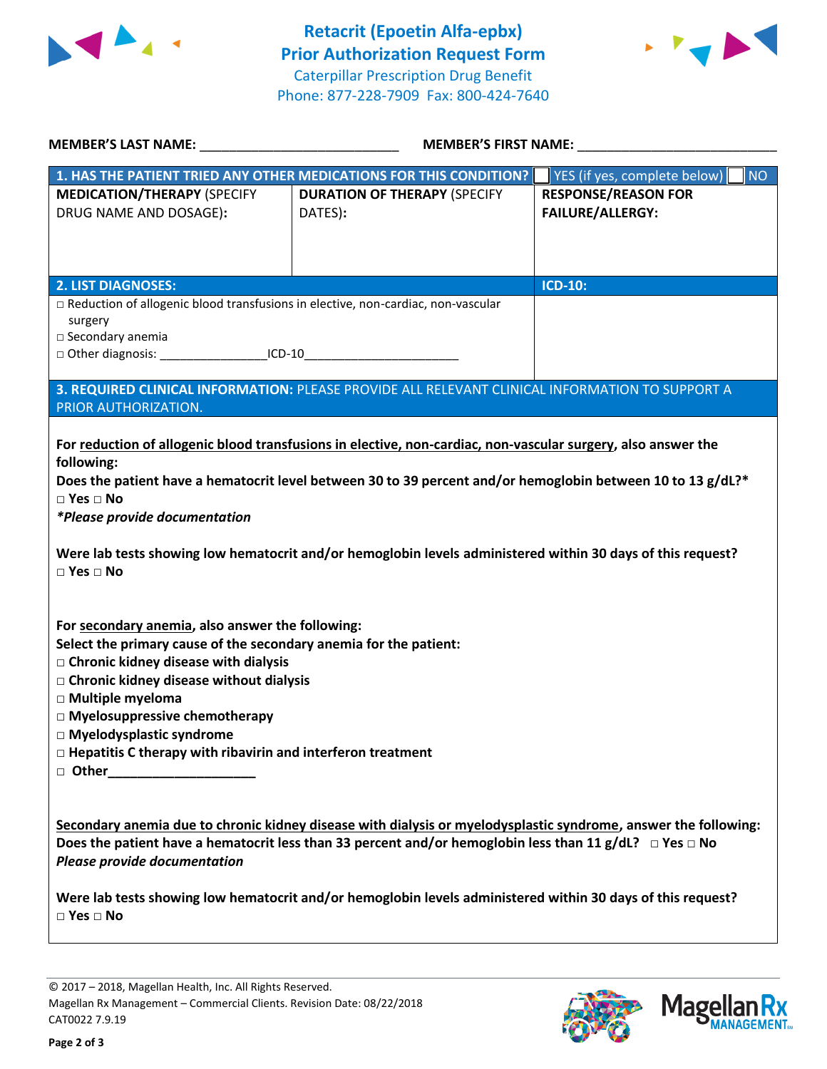# Retacrit (Epoetin Alfa-epbx)
## Prior Authorization Request Form
Caterpillar Prescription Drug Benefit
Phone: 877-228-7909 Fax: 800-424-7640

**MEMBER'S LAST NAME:** ___________________________ **MEMBER'S FIRST NAME:** ___________________________

| **1. HAS THE PATIENT TRIED ANY OTHER MEDICATIONS FOR THIS CONDITION?** | | ☐ YES (if yes, complete below) ☐ NO |
|---|---|---|
| **MEDICATION/THERAPY** (SPECIFY DRUG NAME AND DOSAGE): | **DURATION OF THERAPY** (SPECIFY DATES): | **RESPONSE/REASON FOR FAILURE/ALLERGY:** |
| | | |

| **2. LIST DIAGNOSES:** | **ICD-10:** |
|---|---|
| □ Reduction of allogenic blood transfusions in elective, non-cardiac, non-vascular surgery<br>□ Secondary anemia<br>□ Other diagnosis: ________________ICD-10_______________________ | |

**3. REQUIRED CLINICAL INFORMATION:** PLEASE PROVIDE ALL RELEVANT CLINICAL INFORMATION TO SUPPORT A PRIOR AUTHORIZATION.

**For reduction of allogenic blood transfusions in elective, non-cardiac, non-vascular surgery, also answer the following:**
**Does the patient have a hematocrit level between 30 to 39 percent and/or hemoglobin between 10 to 13 g/dL?***
**□ Yes □ No**
***Please provide documentation**

**Were lab tests showing low hematocrit and/or hemoglobin levels administered within 30 days of this request?**
**□ Yes □ No**

**For secondary anemia, also answer the following:**
**Select the primary cause of the secondary anemia for the patient:**
- **□ Chronic kidney disease with dialysis**
- **□ Chronic kidney disease without dialysis**
- **□ Multiple myeloma**
- **□ Myelosuppressive chemotherapy**
- **□ Myelodysplastic syndrome**
- **□ Hepatitis C therapy with ribavirin and interferon treatment**
- **□ Other_____________________**

**Secondary anemia due to chronic kidney disease with dialysis or myelodysplastic syndrome, answer the following:**
**Does the patient have a hematocrit less than 33 percent and/or hemoglobin less than 11 g/dL? □ Yes □ No**
***Please provide documentation***

**Were lab tests showing low hematocrit and/or hemoglobin levels administered within 30 days of this request?**
**□ Yes □ No**

© 2017 – 2018, Magellan Health, Inc. All Rights Reserved.
Magellan Rx Management – Commercial Clients. Revision Date: 08/22/2018
CAT0022 7.9.19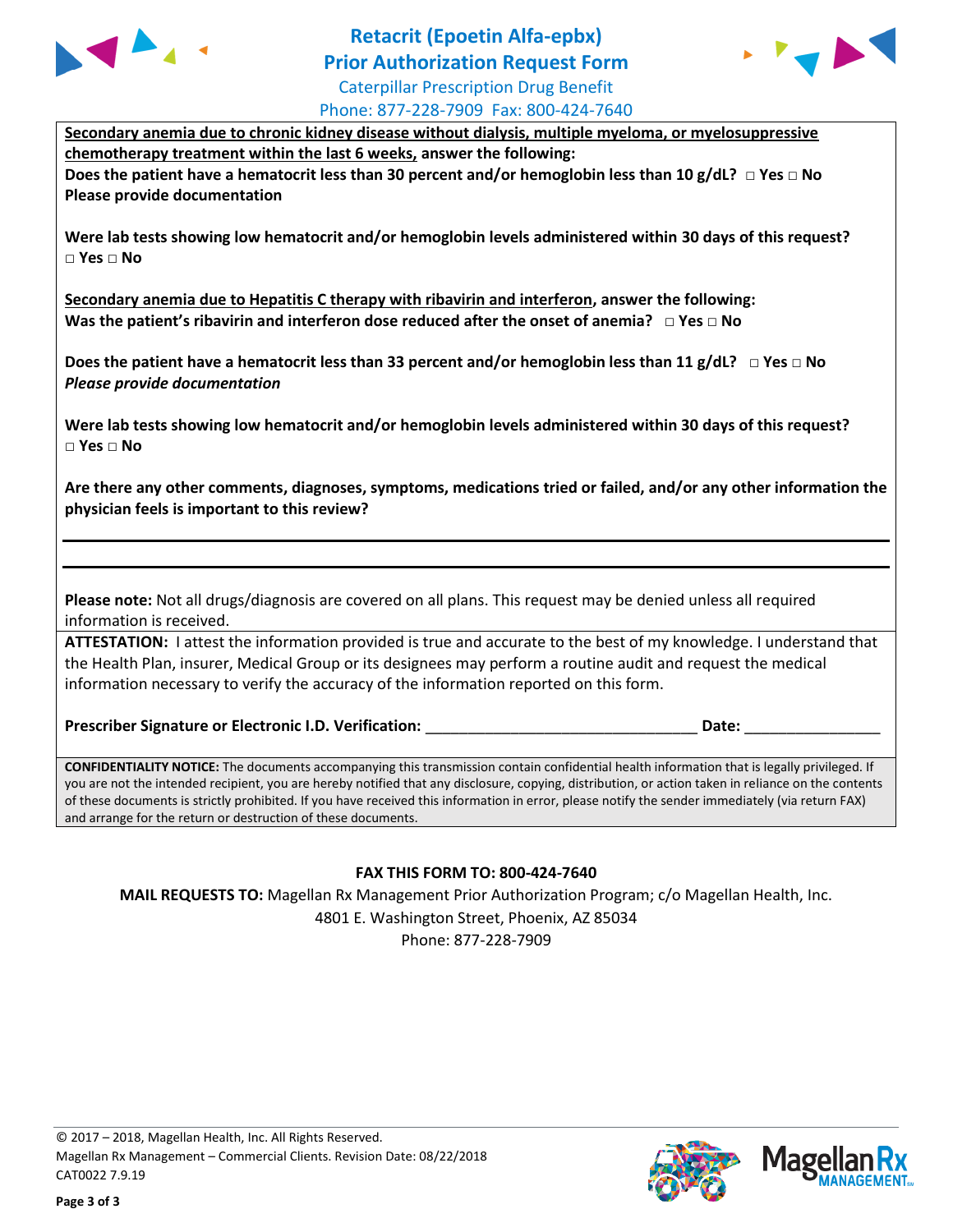**Secondary anemia due to chronic kidney disease without dialysis, multiple myeloma, or myelosuppressive chemotherapy treatment within the last 6 weeks,** answer the following:

**Does the patient have a hematocrit less than 30 percent and/or hemoglobin less than 10 g/dL? □ Yes □ No**
**Please provide documentation**

**Were lab tests showing low hematocrit and/or hemoglobin levels administered within 30 days of this request?**
**□ Yes □ No**

**Secondary anemia due to Hepatitis C therapy with ribavirin and interferon, answer the following:**
**Was the patient's ribavirin and interferon dose reduced after the onset of anemia? □ Yes □ No**

**Does the patient have a hematocrit less than 33 percent and/or hemoglobin less than 11 g/dL? □ Yes □ No**
***Please provide documentation***

**Were lab tests showing low hematocrit and/or hemoglobin levels administered within 30 days of this request?**
**□ Yes □ No**

**Are there any other comments, diagnoses, symptoms, medications tried or failed, and/or any other information the physician feels is important to this review?**

---

---

**Please note:** Not all drugs/diagnosis are covered on all plans. This request may be denied unless all required information is received.

**ATTESTATION:** I attest the information provided is true and accurate to the best of my knowledge. I understand that the Health Plan, insurer, Medical Group or its designees may perform a routine audit and request the medical information necessary to verify the accuracy of the information reported on this form.

**Prescriber Signature or Electronic I.D. Verification:** ________________________________ **Date:** ________________

**CONFIDENTIALITY NOTICE:** The documents accompanying this transmission contain confidential health information that is legally privileged. If you are not the intended recipient, you are hereby notified that any disclosure, copying, distribution, or action taken in reliance on the contents of these documents is strictly prohibited. If you have received this information in error, please notify the sender immediately (via return FAX) and arrange for the return or destruction of these documents.

**FAX THIS FORM TO: 800-424-7640**

**MAIL REQUESTS TO:** Magellan Rx Management Prior Authorization Program; c/o Magellan Health, Inc.
4801 E. Washington Street, Phoenix, AZ 85034
Phone: 877-228-7909

© 2017 – 2018, Magellan Health, Inc. All Rights Reserved.
Magellan Rx Management – Commercial Clients. Revision Date: 08/22/2018
CAT0022 7.9.19